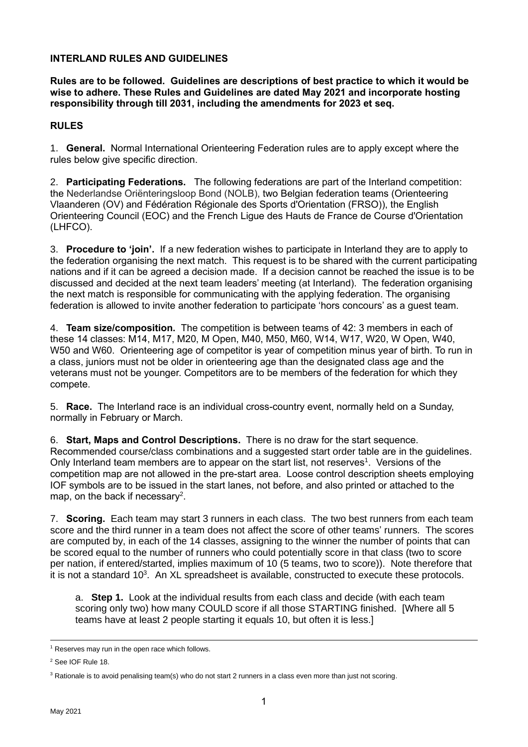**INTERLAND RULES AND GUIDELINES**

**Rules are to be followed. Guidelines are descriptions of best practice to which it would be wise to adhere. These Rules and Guidelines are dated May 2021 and incorporate hosting responsibility through till 2031, including the amendments for 2023 et seq.**

## RULES

1. **General.** Normal International Orienteering Federation rules are to apply except where the rules below give specific direction.

2. **Participating Federations.** The following federations are part of the Interland competition: the Nederlandse Oriënteringsloop Bond (NOLB), two Belgian federation teams (Orienteering Vlaanderen (OV) and Fédération Régionale des Sports d'Orientation (FRSO)), the English Orienteering Council (EOC) and the French Ligue des Hauts de France de Course d'Orientation (LHFCO).

3. **Procedure to 'join'.** If a new federation wishes to participate in Interland they are to apply to the federation organising the next match. This request is to be shared with the current participating nations and if it can be agreed a decision made. If a decision cannot be reached the issue is to be discussed and decided at the next team leaders' meeting (at Interland). The federation organising the next match is responsible for communicating with the applying federation. The organising federation is allowed to invite another federation to participate 'hors concours' as a guest team.

4. **Team size/composition.** The competition is between teams of 42: 3 members in each of these 14 classes: M14, M17, M20, M Open, M40, M50, M60, W14, W17, W20, W Open, W40, W50 and W60. Orienteering age of competitor is year of competition minus year of birth. To run in a class, juniors must not be older in orienteering age than the designated class age and the veterans must not be younger. Competitors are to be members of the federation for which they compete.

5. **Race.** The Interland race is an individual cross-country event, normally held on a Sunday, normally in February or March.

6. **Start, Maps and Control Descriptions.** There is no draw for the start sequence. Recommended course/class combinations and a suggested start order table are in the guidelines. Only Interland team members are to appear on the start list, not reserves[1]. Versions of the competition map are not allowed in the pre-start area. Loose control description sheets employing IOF symbols are to be issued in the start lanes, not before, and also printed or attached to the map, on the back if necessary[2].

7. **Scoring.** Each team may start 3 runners in each class. The two best runners from each team score and the third runner in a team does not affect the score of other teams' runners. The scores are computed by, in each of the 14 classes, assigning to the winner the number of points that can be scored equal to the number of runners who could potentially score in that class (two to score per nation, if entered/started, implies maximum of 10 (5 teams, two to score)). Note therefore that it is not a standard 10[3]. An XL spreadsheet is available, constructed to execute these protocols.

   a. **Step 1.** Look at the individual results from each class and decide (with each team scoring only two) how many COULD score if all those STARTING finished. [Where all 5 teams have at least 2 people starting it equals 10, but often it is less.]

---

[1] Reserves may run in the open race which follows.

[2] See IOF Rule 18.

[3] Rationale is to avoid penalising team(s) who do not start 2 runners in a class even more than just not scoring.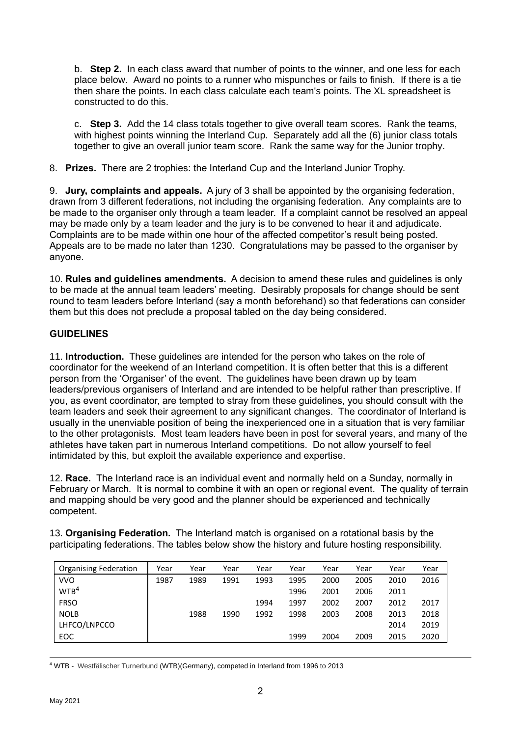b. **Step 2.** In each class award that number of points to the winner, and one less for each place below. Award no points to a runner who mispunches or fails to finish. If there is a tie then share the points. In each class calculate each team's points. The XL spreadsheet is constructed to do this.

c. **Step 3.** Add the 14 class totals together to give overall team scores. Rank the teams, with highest points winning the Interland Cup. Separately add all the (6) junior class totals together to give an overall junior team score. Rank the same way for the Junior trophy.

8. **Prizes.** There are 2 trophies: the Interland Cup and the Interland Junior Trophy.

9. **Jury, complaints and appeals.** A jury of 3 shall be appointed by the organising federation, drawn from 3 different federations, not including the organising federation. Any complaints are to be made to the organiser only through a team leader. If a complaint cannot be resolved an appeal may be made only by a team leader and the jury is to be convened to hear it and adjudicate. Complaints are to be made within one hour of the affected competitor's result being posted. Appeals are to be made no later than 1230. Congratulations may be passed to the organiser by anyone.

10. **Rules and guidelines amendments.** A decision to amend these rules and guidelines is only to be made at the annual team leaders' meeting. Desirably proposals for change should be sent round to team leaders before Interland (say a month beforehand) so that federations can consider them but this does not preclude a proposal tabled on the day being considered.

## GUIDELINES

11. **Introduction.** These guidelines are intended for the person who takes on the role of coordinator for the weekend of an Interland competition. It is often better that this is a different person from the 'Organiser' of the event. The guidelines have been drawn up by team leaders/previous organisers of Interland and are intended to be helpful rather than prescriptive. If you, as event coordinator, are tempted to stray from these guidelines, you should consult with the team leaders and seek their agreement to any significant changes. The coordinator of Interland is usually in the unenviable position of being the inexperienced one in a situation that is very familiar to the other protagonists. Most team leaders have been in post for several years, and many of the athletes have taken part in numerous Interland competitions. Do not allow yourself to feel intimidated by this, but exploit the available experience and expertise.

12. **Race.** The Interland race is an individual event and normally held on a Sunday, normally in February or March. It is normal to combine it with an open or regional event. The quality of terrain and mapping should be very good and the planner should be experienced and technically competent.

13. **Organising Federation.** The Interland match is organised on a rotational basis by the participating federations. The tables below show the history and future hosting responsibility.

| Organising Federation | Year | Year | Year | Year | Year | Year | Year | Year | Year |
|---|---|---|---|---|---|---|---|---|---|
| VVO | 1987 | 1989 | 1991 | 1993 | 1995 | 2000 | 2005 | 2010 | 2016 |
| WTB[4] | | | | | 1996 | 2001 | 2006 | 2011 | |
| FRSO | | | | 1994 | 1997 | 2002 | 2007 | 2012 | 2017 |
| NOLB | | 1988 | 1990 | 1992 | 1998 | 2003 | 2008 | 2013 | 2018 |
| LHFCO/LNPCCO | | | | | | | | 2014 | 2019 |
| EOC | | | | | 1999 | 2004 | 2009 | 2015 | 2020 |

[4] WTB - Westfälischer Turnerbund (WTB)(Germany), competed in Interland from 1996 to 2013

May 2021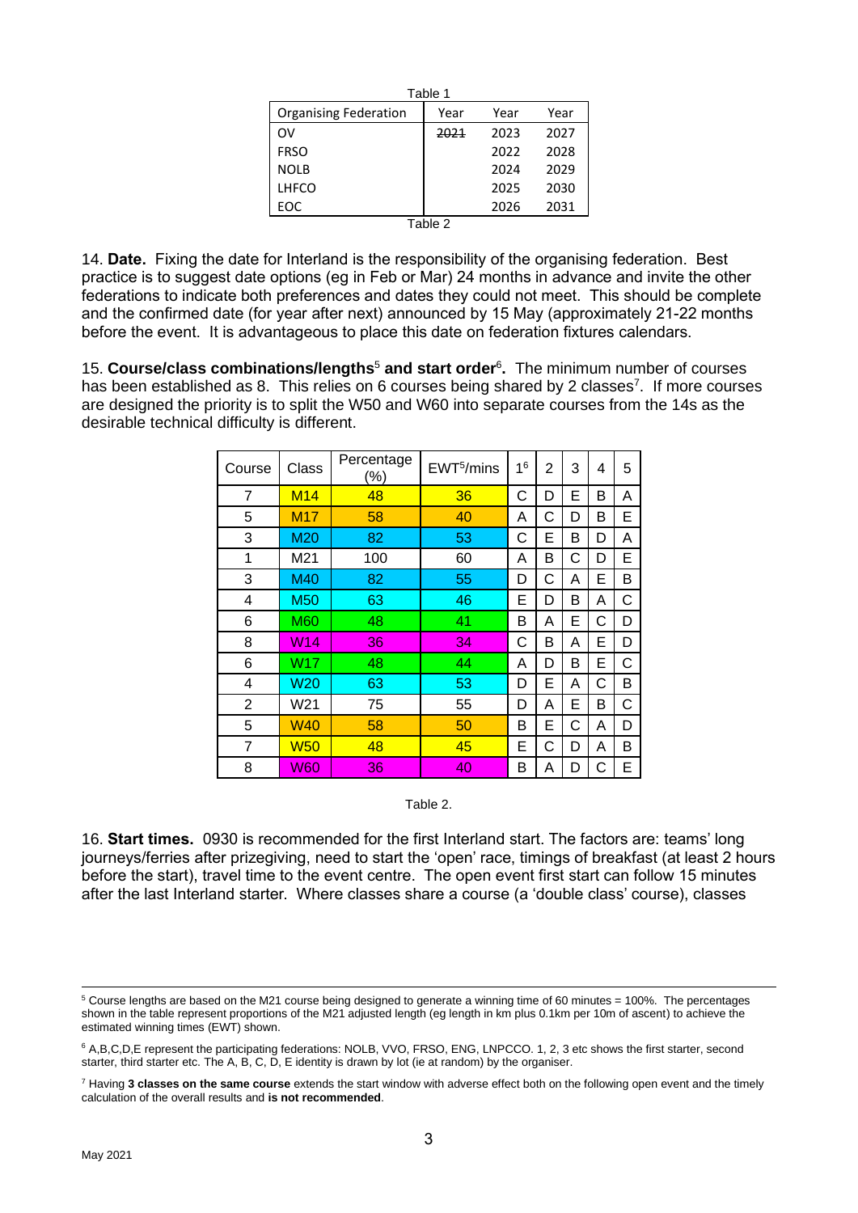Table 1

| Organising Federation | Year | Year | Year |
|---|---|---|---|
| OV | ~~2021~~ | 2023 | 2027 |
| FRSO | | 2022 | 2028 |
| NOLB | | 2024 | 2029 |
| LHFCO | | 2025 | 2030 |
| EOC | | 2026 | 2031 |

Table 2

14. **Date.** Fixing the date for Interland is the responsibility of the organising federation. Best practice is to suggest date options (eg in Feb or Mar) 24 months in advance and invite the other federations to indicate both preferences and dates they could not meet. This should be complete and the confirmed date (for year after next) announced by 15 May (approximately 21-22 months before the event. It is advantageous to place this date on federation fixtures calendars.

15. **Course/class combinations/lengths**[5] **and start order**[6]**.** The minimum number of courses has been established as 8. This relies on 6 courses being shared by 2 classes[7]. If more courses are designed the priority is to split the W50 and W60 into separate courses from the 14s as the desirable technical difficulty is different.

| Course | Class | Percentage (%) | EWT[5]/mins | 1[6] | 2 | 3 | 4 | 5 |
|---|---|---|---|---|---|---|---|---|
| 7 | M14 | 48 | 36 | C | D | E | B | A |
| 5 | M17 | 58 | 40 | A | C | D | B | E |
| 3 | M20 | 82 | 53 | C | E | B | D | A |
| 1 | M21 | 100 | 60 | A | B | C | D | E |
| 3 | M40 | 82 | 55 | D | C | A | E | B |
| 4 | M50 | 63 | 46 | E | D | B | A | C |
| 6 | M60 | 48 | 41 | B | A | E | C | D |
| 8 | W14 | 36 | 34 | C | B | A | E | D |
| 6 | W17 | 48 | 44 | A | D | B | E | C |
| 4 | W20 | 63 | 53 | D | E | A | C | B |
| 2 | W21 | 75 | 55 | D | A | E | B | C |
| 5 | W40 | 58 | 50 | B | E | C | A | D |
| 7 | W50 | 48 | 45 | E | C | D | A | B |
| 8 | W60 | 36 | 40 | B | A | D | C | E |

Table 2.

16. **Start times.** 0930 is recommended for the first Interland start. The factors are: teams' long journeys/ferries after prizegiving, need to start the 'open' race, timings of breakfast (at least 2 hours before the start), travel time to the event centre. The open event first start can follow 15 minutes after the last Interland starter. Where classes share a course (a 'double class' course), classes

---

[5] Course lengths are based on the M21 course being designed to generate a winning time of 60 minutes = 100%. The percentages shown in the table represent proportions of the M21 adjusted length (eg length in km plus 0.1km per 10m of ascent) to achieve the estimated winning times (EWT) shown.

[6] A,B,C,D,E represent the participating federations: NOLB, VVO, FRSO, ENG, LNPCCO. 1, 2, 3 etc shows the first starter, second starter, third starter etc. The A, B, C, D, E identity is drawn by lot (ie at random) by the organiser.

[7] Having **3 classes on the same course** extends the start window with adverse effect both on the following open event and the timely calculation of the overall results and **is not recommended**.

May 2021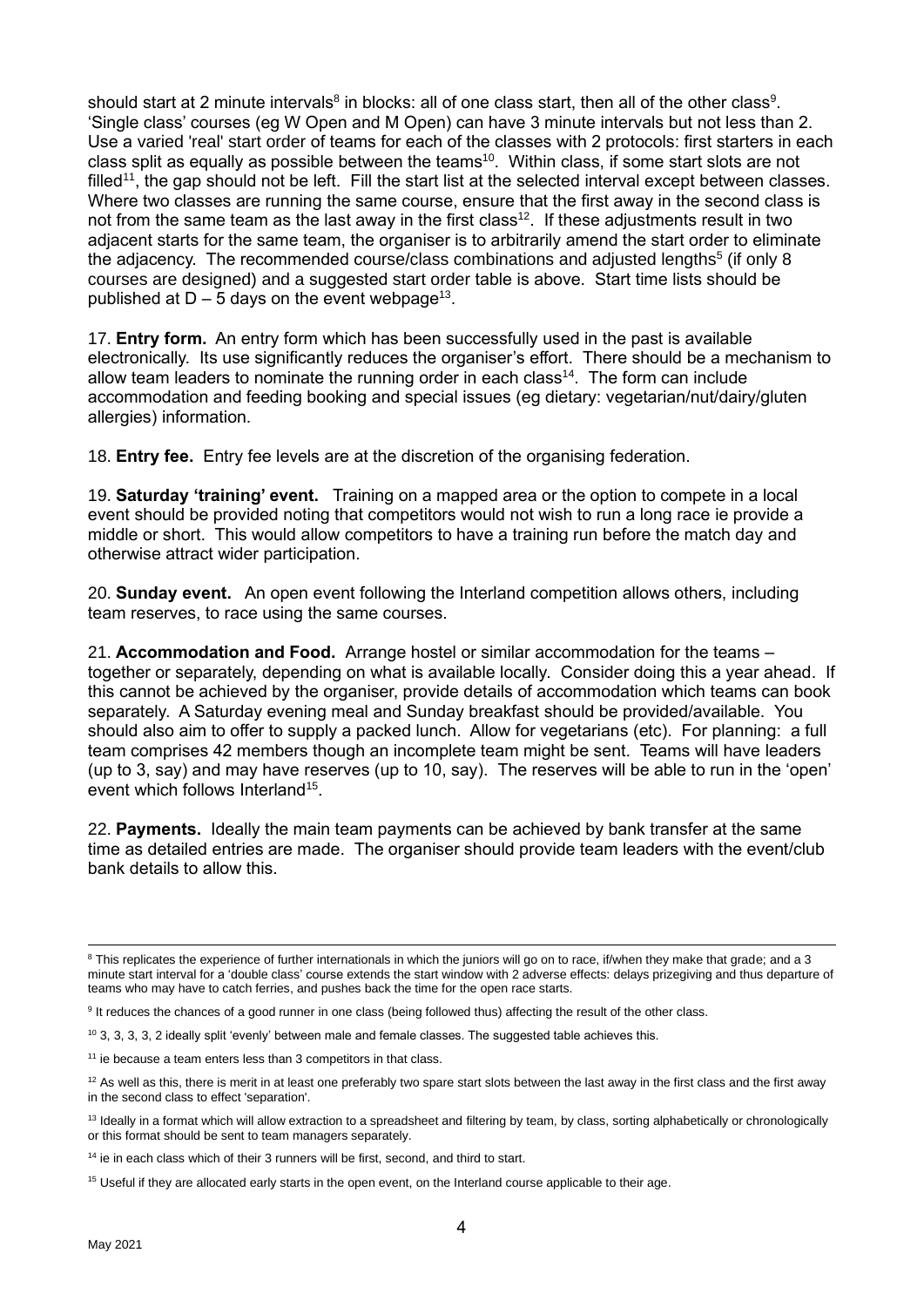should start at 2 minute intervals[8] in blocks: all of one class start, then all of the other class[9]. 'Single class' courses (eg W Open and M Open) can have 3 minute intervals but not less than 2. Use a varied 'real' start order of teams for each of the classes with 2 protocols: first starters in each class split as equally as possible between the teams[10]. Within class, if some start slots are not filled[11], the gap should not be left. Fill the start list at the selected interval except between classes. Where two classes are running the same course, ensure that the first away in the second class is not from the same team as the last away in the first class[12]. If these adjustments result in two adjacent starts for the same team, the organiser is to arbitrarily amend the start order to eliminate the adjacency. The recommended course/class combinations and adjusted lengths[5] (if only 8 courses are designed) and a suggested start order table is above. Start time lists should be published at D – 5 days on the event webpage[13].

17. **Entry form.** An entry form which has been successfully used in the past is available electronically. Its use significantly reduces the organiser's effort. There should be a mechanism to allow team leaders to nominate the running order in each class[14]. The form can include accommodation and feeding booking and special issues (eg dietary: vegetarian/nut/dairy/gluten allergies) information.

18. **Entry fee.** Entry fee levels are at the discretion of the organising federation.

19. **Saturday 'training' event.** Training on a mapped area or the option to compete in a local event should be provided noting that competitors would not wish to run a long race ie provide a middle or short. This would allow competitors to have a training run before the match day and otherwise attract wider participation.

20. **Sunday event.** An open event following the Interland competition allows others, including team reserves, to race using the same courses.

21. **Accommodation and Food.** Arrange hostel or similar accommodation for the teams – together or separately, depending on what is available locally. Consider doing this a year ahead. If this cannot be achieved by the organiser, provide details of accommodation which teams can book separately. A Saturday evening meal and Sunday breakfast should be provided/available. You should also aim to offer to supply a packed lunch. Allow for vegetarians (etc). For planning: a full team comprises 42 members though an incomplete team might be sent. Teams will have leaders (up to 3, say) and may have reserves (up to 10, say). The reserves will be able to run in the 'open' event which follows Interland[15].

22. **Payments.** Ideally the main team payments can be achieved by bank transfer at the same time as detailed entries are made. The organiser should provide team leaders with the event/club bank details to allow this.

---

[8] This replicates the experience of further internationals in which the juniors will go on to race, if/when they make that grade; and a 3 minute start interval for a 'double class' course extends the start window with 2 adverse effects: delays prizegiving and thus departure of teams who may have to catch ferries, and pushes back the time for the open race starts.

[9] It reduces the chances of a good runner in one class (being followed thus) affecting the result of the other class.

[10] 3, 3, 3, 3, 2 ideally split 'evenly' between male and female classes. The suggested table achieves this.

[11] ie because a team enters less than 3 competitors in that class.

[12] As well as this, there is merit in at least one preferably two spare start slots between the last away in the first class and the first away in the second class to effect 'separation'.

[13] Ideally in a format which will allow extraction to a spreadsheet and filtering by team, by class, sorting alphabetically or chronologically or this format should be sent to team managers separately.

[14] ie in each class which of their 3 runners will be first, second, and third to start.

[15] Useful if they are allocated early starts in the open event, on the Interland course applicable to their age.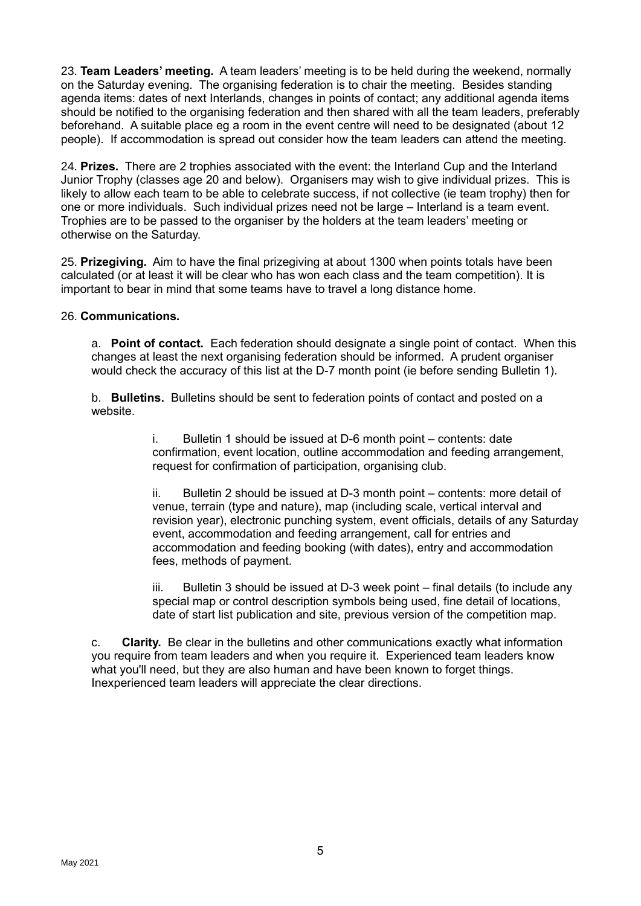23. **Team Leaders' meeting.** A team leaders' meeting is to be held during the weekend, normally on the Saturday evening. The organising federation is to chair the meeting. Besides standing agenda items: dates of next Interlands, changes in points of contact; any additional agenda items should be notified to the organising federation and then shared with all the team leaders, preferably beforehand. A suitable place eg a room in the event centre will need to be designated (about 12 people). If accommodation is spread out consider how the team leaders can attend the meeting.

24. **Prizes.** There are 2 trophies associated with the event: the Interland Cup and the Interland Junior Trophy (classes age 20 and below). Organisers may wish to give individual prizes. This is likely to allow each team to be able to celebrate success, if not collective (ie team trophy) then for one or more individuals. Such individual prizes need not be large – Interland is a team event. Trophies are to be passed to the organiser by the holders at the team leaders' meeting or otherwise on the Saturday.

25. **Prizegiving.** Aim to have the final prizegiving at about 1300 when points totals have been calculated (or at least it will be clear who has won each class and the team competition). It is important to bear in mind that some teams have to travel a long distance home.

26. **Communications.**

a. **Point of contact.** Each federation should designate a single point of contact. When this changes at least the next organising federation should be informed. A prudent organiser would check the accuracy of this list at the D-7 month point (ie before sending Bulletin 1).

b. **Bulletins.** Bulletins should be sent to federation points of contact and posted on a website.

i. Bulletin 1 should be issued at D-6 month point – contents: date confirmation, event location, outline accommodation and feeding arrangement, request for confirmation of participation, organising club.

ii. Bulletin 2 should be issued at D-3 month point – contents: more detail of venue, terrain (type and nature), map (including scale, vertical interval and revision year), electronic punching system, event officials, details of any Saturday event, accommodation and feeding arrangement, call for entries and accommodation and feeding booking (with dates), entry and accommodation fees, methods of payment.

iii. Bulletin 3 should be issued at D-3 week point – final details (to include any special map or control description symbols being used, fine detail of locations, date of start list publication and site, previous version of the competition map.

c. **Clarity.** Be clear in the bulletins and other communications exactly what information you require from team leaders and when you require it. Experienced team leaders know what you'll need, but they are also human and have been known to forget things. Inexperienced team leaders will appreciate the clear directions.